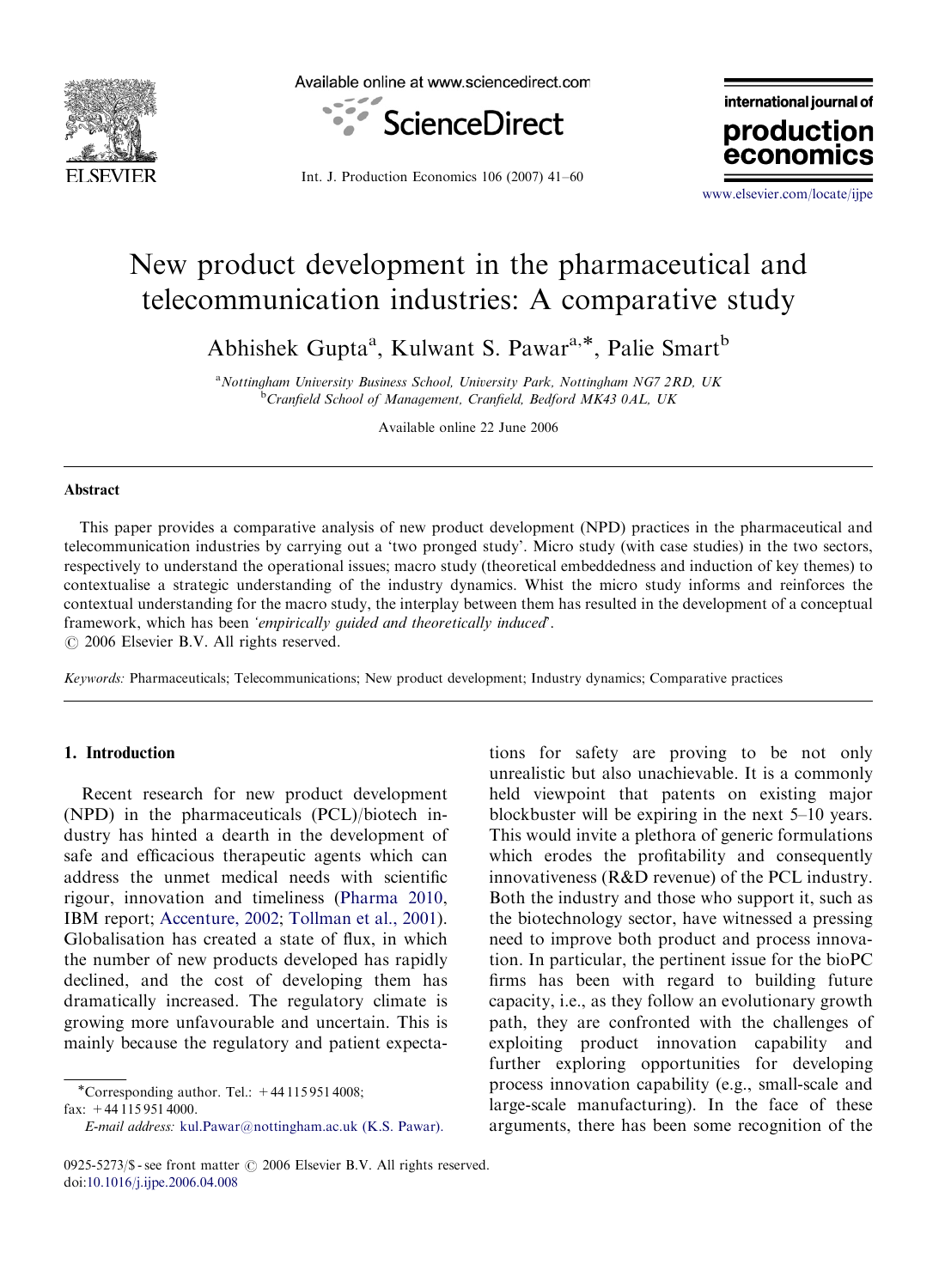# New product development in the pharmaceutical and telecommunication industries: A comparative study

Abhishek Gupta[a], Kulwant S. Pawar[a,*], Palie Smart[b]

[a]Nottingham University Business School, University Park, Nottingham NG7 2RD, UK
[b]Cranfield School of Management, Cranfield, Bedford MK43 0AL, UK

Available online 22 June 2006

## Abstract

This paper provides a comparative analysis of new product development (NPD) practices in the pharmaceutical and telecommunication industries by carrying out a 'two pronged study'. Micro study (with case studies) in the two sectors, respectively to understand the operational issues; macro study (theoretical embeddedness and induction of key themes) to contextualise a strategic understanding of the industry dynamics. Whist the micro study informs and reinforces the contextual understanding for the macro study, the interplay between them has resulted in the development of a conceptual framework, which has been *'empirically guided and theoretically induced'*.

© 2006 Elsevier B.V. All rights reserved.

*Keywords:* Pharmaceuticals; Telecommunications; New product development; Industry dynamics; Comparative practices

## 1. Introduction

Recent research for new product development (NPD) in the pharmaceuticals (PCL)/biotech industry has hinted a dearth in the development of safe and efficacious therapeutic agents which can address the unmet medical needs with scientific rigour, innovation and timeliness (Pharma 2010, IBM report; Accenture, 2002; Tollman et al., 2001). Globalisation has created a state of flux, in which the number of new products developed has rapidly declined, and the cost of developing them has dramatically increased. The regulatory climate is growing more unfavourable and uncertain. This is mainly because the regulatory and patient expectations for safety are proving to be not only unrealistic but also unachievable. It is a commonly held viewpoint that patents on existing major blockbuster will be expiring in the next 5–10 years. This would invite a plethora of generic formulations which erodes the profitability and consequently innovativeness (R&D revenue) of the PCL industry. Both the industry and those who support it, such as the biotechnology sector, have witnessed a pressing need to improve both product and process innovation. In particular, the pertinent issue for the bioPC firms has been with regard to building future capacity, i.e., as they follow an evolutionary growth path, they are confronted with the challenges of exploiting product innovation capability and further exploring opportunities for developing process innovation capability (e.g., small-scale and large-scale manufacturing). In the face of these arguments, there has been some recognition of the

*Corresponding author. Tel.: +44 115 951 4008; fax: +44 115 951 4000.
*E-mail address:* kul.Pawar@nottingham.ac.uk (K.S. Pawar).

0925-5273/$ - see front matter © 2006 Elsevier B.V. All rights reserved.
doi:10.1016/j.ijpe.2006.04.008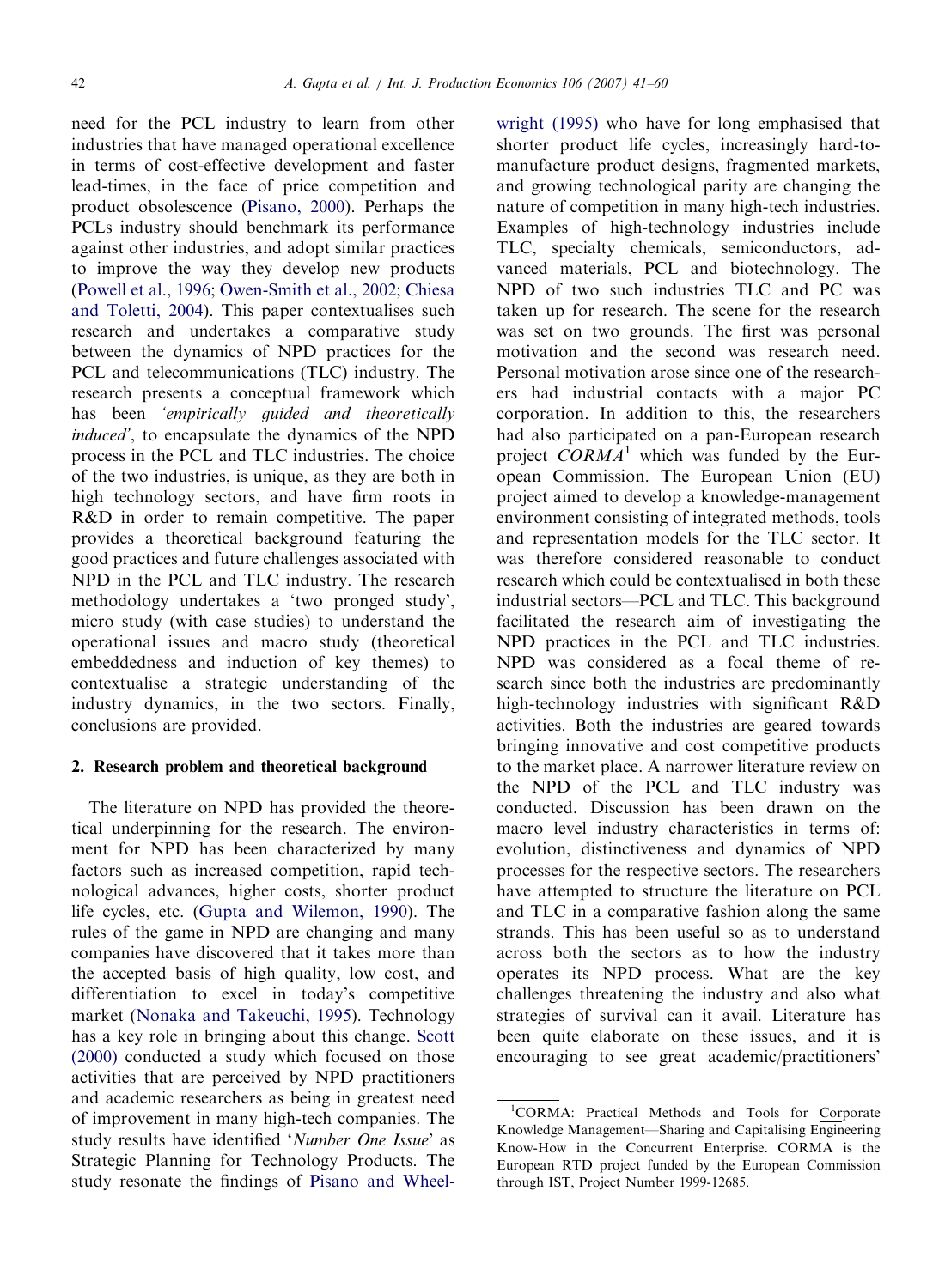need for the PCL industry to learn from other industries that have managed operational excellence in terms of cost-effective development and faster lead-times, in the face of price competition and product obsolescence (Pisano, 2000). Perhaps the PCLs industry should benchmark its performance against other industries, and adopt similar practices to improve the way they develop new products (Powell et al., 1996; Owen-Smith et al., 2002; Chiesa and Toletti, 2004). This paper contextualises such research and undertakes a comparative study between the dynamics of NPD practices for the PCL and telecommunications (TLC) industry. The research presents a conceptual framework which has been *'empirically guided and theoretically induced'*, to encapsulate the dynamics of the NPD process in the PCL and TLC industries. The choice of the two industries, is unique, as they are both in high technology sectors, and have firm roots in R&D in order to remain competitive. The paper provides a theoretical background featuring the good practices and future challenges associated with NPD in the PCL and TLC industry. The research methodology undertakes a 'two pronged study', micro study (with case studies) to understand the operational issues and macro study (theoretical embeddedness and induction of key themes) to contextualise a strategic understanding of the industry dynamics, in the two sectors. Finally, conclusions are provided.

## 2. Research problem and theoretical background

The literature on NPD has provided the theoretical underpinning for the research. The environment for NPD has been characterized by many factors such as increased competition, rapid technological advances, higher costs, shorter product life cycles, etc. (Gupta and Wilemon, 1990). The rules of the game in NPD are changing and many companies have discovered that it takes more than the accepted basis of high quality, low cost, and differentiation to excel in today's competitive market (Nonaka and Takeuchi, 1995). Technology has a key role in bringing about this change. Scott (2000) conducted a study which focused on those activities that are perceived by NPD practitioners and academic researchers as being in greatest need of improvement in many high-tech companies. The study results have identified '*Number One Issue*' as Strategic Planning for Technology Products. The study resonate the findings of Pisano and Wheelwright (1995) who have for long emphasised that shorter product life cycles, increasingly hard-to-manufacture product designs, fragmented markets, and growing technological parity are changing the nature of competition in many high-tech industries. Examples of high-technology industries include TLC, specialty chemicals, semiconductors, advanced materials, PCL and biotechnology. The NPD of two such industries TLC and PC was taken up for research. The scene for the research was set on two grounds. The first was personal motivation and the second was research need. Personal motivation arose since one of the researchers had industrial contacts with a major PC corporation. In addition to this, the researchers had also participated on a pan-European research project *CORMA*[1] which was funded by the European Commission. The European Union (EU) project aimed to develop a knowledge-management environment consisting of integrated methods, tools and representation models for the TLC sector. It was therefore considered reasonable to conduct research which could be contextualised in both these industrial sectors—PCL and TLC. This background facilitated the research aim of investigating the NPD practices in the PCL and TLC industries. NPD was considered as a focal theme of research since both the industries are predominantly high-technology industries with significant R&D activities. Both the industries are geared towards bringing innovative and cost competitive products to the market place. A narrower literature review on the NPD of the PCL and TLC industry was conducted. Discussion has been drawn on the macro level industry characteristics in terms of: evolution, distinctiveness and dynamics of NPD processes for the respective sectors. The researchers have attempted to structure the literature on PCL and TLC in a comparative fashion along the same strands. This has been useful so as to understand across both the sectors as to how the industry operates its NPD process. What are the key challenges threatening the industry and also what strategies of survival can it avail. Literature has been quite elaborate on these issues, and it is encouraging to see great academic/practitioners'

[1] CORMA: Practical Methods and Tools for Corporate Knowledge Management—Sharing and Capitalising Engineering Know-How in the Concurrent Enterprise. CORMA is the European RTD project funded by the European Commission through IST, Project Number 1999-12685.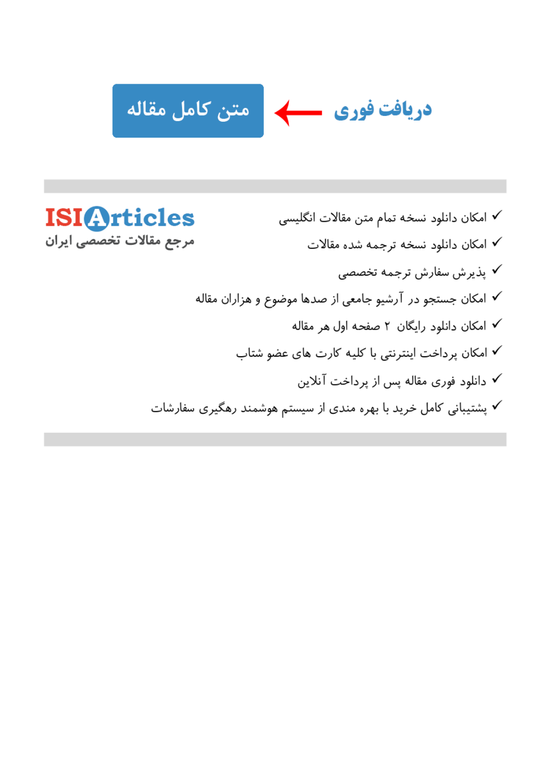دریافت فوری ← متن کامل مقاله

**ISIArticles**

مرجع مقالات تخصصی ایران

- ✓ امکان دانلود نسخه تمام متن مقالات انگلیسی
- ✓ امکان دانلود نسخه ترجمه شده مقالات
- ✓ پذیرش سفارش ترجمه تخصصی
- ✓ امکان جستجو در آرشیو جامعی از صدها موضوع و هزاران مقاله
- ✓ امکان دانلود رایگان ۲ صفحه اول هر مقاله
- ✓ امکان پرداخت اینترنتی با کلیه کارت های عضو شتاب
- ✓ دانلود فوری مقاله پس از پرداخت آنلاین
- ✓ پشتیبانی کامل خرید با بهره مندی از سیستم هوشمند رهگیری سفارشات